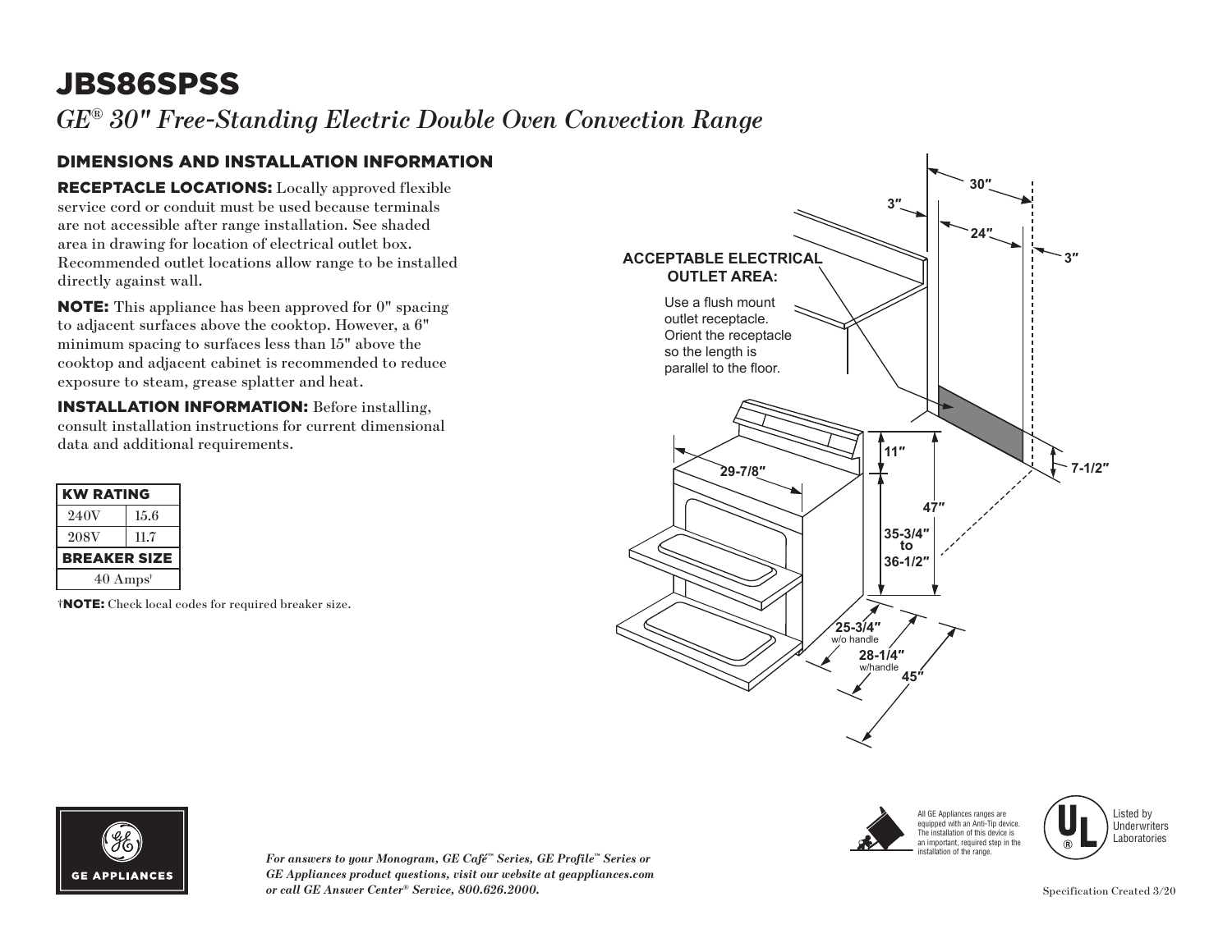# JBS86SPSS

*GE® 30" Free-Standing Electric Double Oven Convection Range*

## DIMENSIONS AND INSTALLATION INFORMATION

**RECEPTACLE LOCATIONS:** Locally approved flexible service cord or conduit must be used because terminals are not accessible after range installation. See shaded area in drawing for location of electrical outlet box. Recommended outlet locations allow range to be installed directly against wall.

**NOTE:** This appliance has been approved for 0" spacing to adjacent surfaces above the cooktop. However, a 6" minimum spacing to surfaces less than 15" above the cooktop and adjacent cabinet is recommended to reduce exposure to steam, grease splatter and heat.

**INSTALLATION INFORMATION:** Before installing, consult installation instructions for current dimensional data and additional requirements.

| KW RATING | |
|---|---|
| 240V | 15.6 |
| 208V | 11.7 |
| **BREAKER SIZE** | |
| 40 Amps† | |

†**NOTE:** Check local codes for required breaker size.

**ACCEPTABLE ELECTRICAL OUTLET AREA:**

Use a flush mount outlet receptacle. Orient the receptacle so the length is parallel to the floor.

30″
3″
24″
3″
7-1/2″
29-7/8″
11″
47″
35-3/4″ to 36-1/2″
25-3/4″ w/o handle
28-1/4″ w/handle
45″

All GE Appliances ranges are equipped with an Anti-Tip device. The installation of this device is an important, required step in the installation of the range.

Listed by Underwriters Laboratories

*For answers to your Monogram, GE Café™ Series, GE Profile™ Series or GE Appliances product questions, visit our website at geappliances.com or call GE Answer Center® Service, 800.626.2000.*

Specification Created 3/20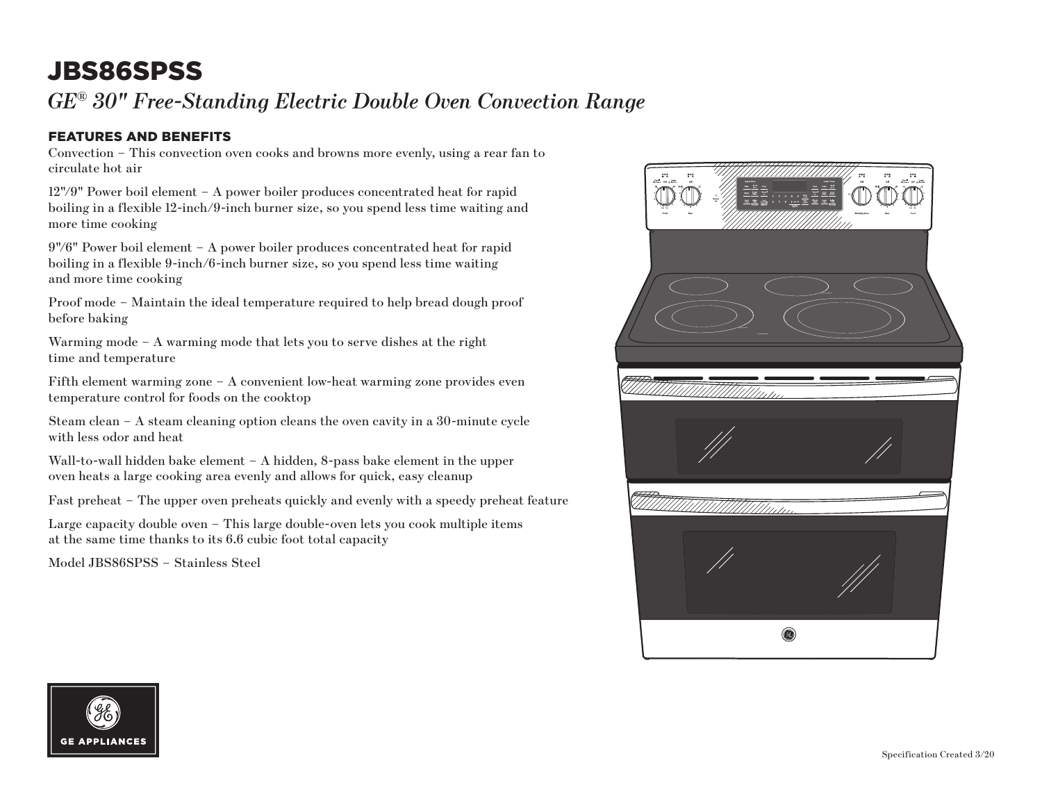# JBS86SPSS

*GE® 30" Free-Standing Electric Double Oven Convection Range*

## FEATURES AND BENEFITS

Convection – This convection oven cooks and browns more evenly, using a rear fan to circulate hot air

12"/9" Power boil element – A power boiler produces concentrated heat for rapid boiling in a flexible 12-inch/9-inch burner size, so you spend less time waiting and more time cooking

9"/6" Power boil element – A power boiler produces concentrated heat for rapid boiling in a flexible 9-inch/6-inch burner size, so you spend less time waiting and more time cooking

Proof mode – Maintain the ideal temperature required to help bread dough proof before baking

Warming mode – A warming mode that lets you to serve dishes at the right time and temperature

Fifth element warming zone – A convenient low-heat warming zone provides even temperature control for foods on the cooktop

Steam clean – A steam cleaning option cleans the oven cavity in a 30-minute cycle with less odor and heat

Wall-to-wall hidden bake element – A hidden, 8-pass bake element in the upper oven heats a large cooking area evenly and allows for quick, easy cleanup

Fast preheat – The upper oven preheats quickly and evenly with a speedy preheat feature

Large capacity double oven – This large double-oven lets you cook multiple items at the same time thanks to its 6.6 cubic foot total capacity

Model JBS86SPSS – Stainless Steel

GE APPLIANCES

Specification Created 3/20